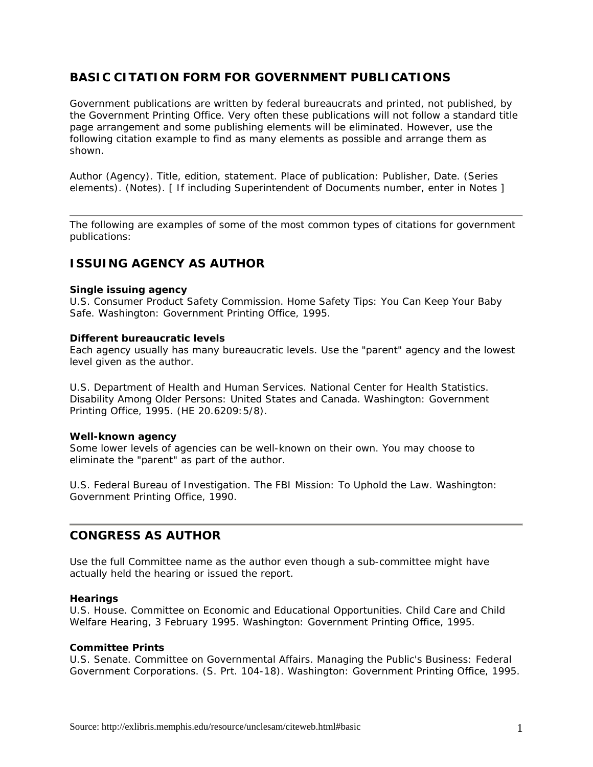# BASIC CITATION FORM FOR GOVERNMENT PUBLICATIONS

Government publications are written by federal bureaucrats and printed, not published, by the Government Printing Office. Very often these publications will not follow a standard title page arrangement and some publishing elements will be eliminated. However, use the following citation example to find as many elements as possible and arrange them as shown.

Author (Agency). Title, edition, statement. Place of publication: Publisher, Date. (Series elements). (Notes). [ If including Superintendent of Documents number, enter in Notes ]

---

The following are examples of some of the most common types of citations for government publications:

## ISSUING AGENCY AS AUTHOR

**Single issuing agency**

U.S. Consumer Product Safety Commission. Home Safety Tips: You Can Keep Your Baby Safe. Washington: Government Printing Office, 1995.

**Different bureaucratic levels**

Each agency usually has many bureaucratic levels. Use the "parent" agency and the lowest level given as the author.

U.S. Department of Health and Human Services. National Center for Health Statistics. Disability Among Older Persons: United States and Canada. Washington: Government Printing Office, 1995. (HE 20.6209:5/8).

**Well-known agency**

Some lower levels of agencies can be well-known on their own. You may choose to eliminate the "parent" as part of the author.

U.S. Federal Bureau of Investigation. The FBI Mission: To Uphold the Law. Washington: Government Printing Office, 1990.

---

## CONGRESS AS AUTHOR

Use the full Committee name as the author even though a sub-committee might have actually held the hearing or issued the report.

**Hearings**

U.S. House. Committee on Economic and Educational Opportunities. Child Care and Child Welfare Hearing, 3 February 1995. Washington: Government Printing Office, 1995.

**Committee Prints**

U.S. Senate. Committee on Governmental Affairs. Managing the Public's Business: Federal Government Corporations. (S. Prt. 104-18). Washington: Government Printing Office, 1995.

Source: http://exlibris.memphis.edu/resource/unclesam/citeweb.html#basic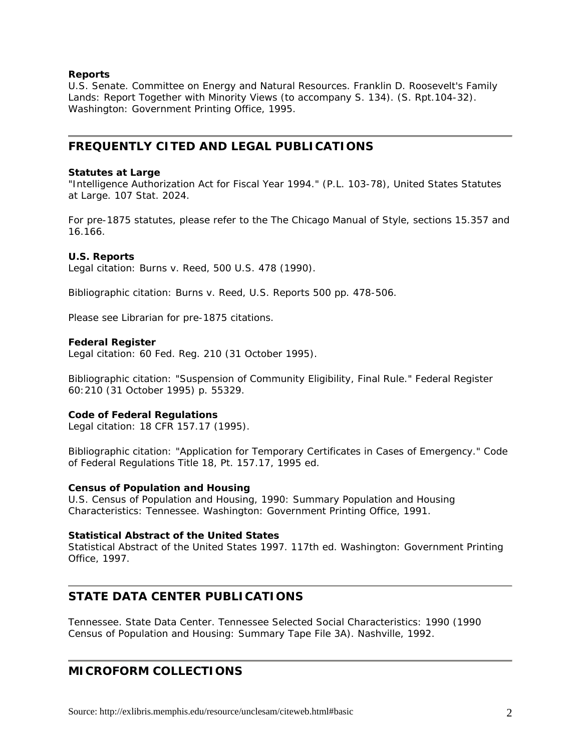**Reports**
U.S. Senate. Committee on Energy and Natural Resources. Franklin D. Roosevelt's Family Lands: Report Together with Minority Views (to accompany S. 134). (S. Rpt.104-32). Washington: Government Printing Office, 1995.

## FREQUENTLY CITED AND LEGAL PUBLICATIONS

**Statutes at Large**
"Intelligence Authorization Act for Fiscal Year 1994." (P.L. 103-78), United States Statutes at Large. 107 Stat. 2024.

For pre-1875 statutes, please refer to the The Chicago Manual of Style, sections 15.357 and 16.166.

**U.S. Reports**
Legal citation: Burns v. Reed, 500 U.S. 478 (1990).

Bibliographic citation: Burns v. Reed, U.S. Reports 500 pp. 478-506.

Please see Librarian for pre-1875 citations.

**Federal Register**
Legal citation: 60 Fed. Reg. 210 (31 October 1995).

Bibliographic citation: "Suspension of Community Eligibility, Final Rule." Federal Register 60:210 (31 October 1995) p. 55329.

**Code of Federal Regulations**
Legal citation: 18 CFR 157.17 (1995).

Bibliographic citation: "Application for Temporary Certificates in Cases of Emergency." Code of Federal Regulations Title 18, Pt. 157.17, 1995 ed.

**Census of Population and Housing**
U.S. Census of Population and Housing, 1990: Summary Population and Housing Characteristics: Tennessee. Washington: Government Printing Office, 1991.

**Statistical Abstract of the United States**
Statistical Abstract of the United States 1997. 117th ed. Washington: Government Printing Office, 1997.

## STATE DATA CENTER PUBLICATIONS

Tennessee. State Data Center. Tennessee Selected Social Characteristics: 1990 (1990 Census of Population and Housing: Summary Tape File 3A). Nashville, 1992.

## MICROFORM COLLECTIONS

Source: http://exlibris.memphis.edu/resource/unclesam/citeweb.html#basic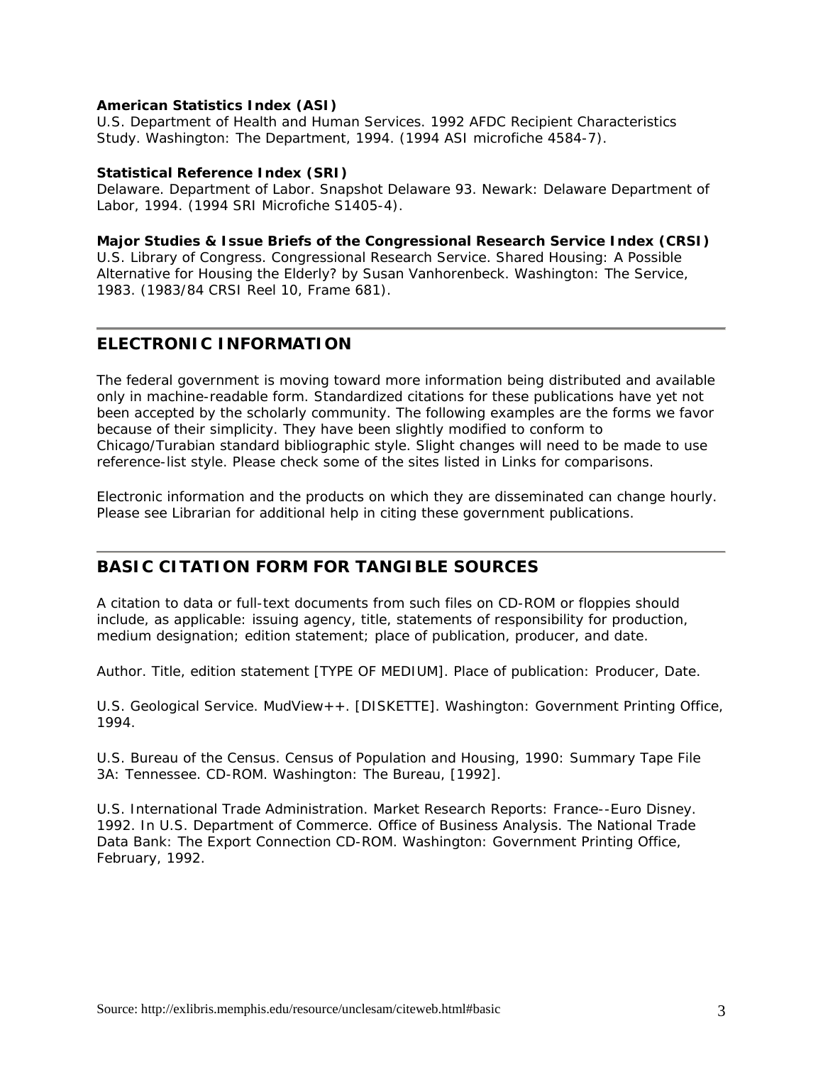**American Statistics Index (ASI)**
U.S. Department of Health and Human Services. 1992 AFDC Recipient Characteristics Study. Washington: The Department, 1994. (1994 ASI microfiche 4584-7).

**Statistical Reference Index (SRI)**
Delaware. Department of Labor. Snapshot Delaware 93. Newark: Delaware Department of Labor, 1994. (1994 SRI Microfiche S1405-4).

**Major Studies & Issue Briefs of the Congressional Research Service Index (CRSI)**
U.S. Library of Congress. Congressional Research Service. Shared Housing: A Possible Alternative for Housing the Elderly? by Susan Vanhorenbeck. Washington: The Service, 1983. (1983/84 CRSI Reel 10, Frame 681).

## ELECTRONIC INFORMATION

The federal government is moving toward more information being distributed and available only in machine-readable form. Standardized citations for these publications have yet not been accepted by the scholarly community. The following examples are the forms we favor because of their simplicity. They have been slightly modified to conform to Chicago/Turabian standard bibliographic style. Slight changes will need to be made to use reference-list style. Please check some of the sites listed in Links for comparisons.

Electronic information and the products on which they are disseminated can change hourly. Please see Librarian for additional help in citing these government publications.

## BASIC CITATION FORM FOR TANGIBLE SOURCES

A citation to data or full-text documents from such files on CD-ROM or floppies should include, as applicable: issuing agency, title, statements of responsibility for production, medium designation; edition statement; place of publication, producer, and date.

Author. Title, edition statement [TYPE OF MEDIUM]. Place of publication: Producer, Date.

U.S. Geological Service. MudView++. [DISKETTE]. Washington: Government Printing Office, 1994.

U.S. Bureau of the Census. Census of Population and Housing, 1990: Summary Tape File 3A: Tennessee. CD-ROM. Washington: The Bureau, [1992].

U.S. International Trade Administration. Market Research Reports: France--Euro Disney. 1992. In U.S. Department of Commerce. Office of Business Analysis. The National Trade Data Bank: The Export Connection CD-ROM. Washington: Government Printing Office, February, 1992.

Source: http://exlibris.memphis.edu/resource/unclesam/citeweb.html#basic